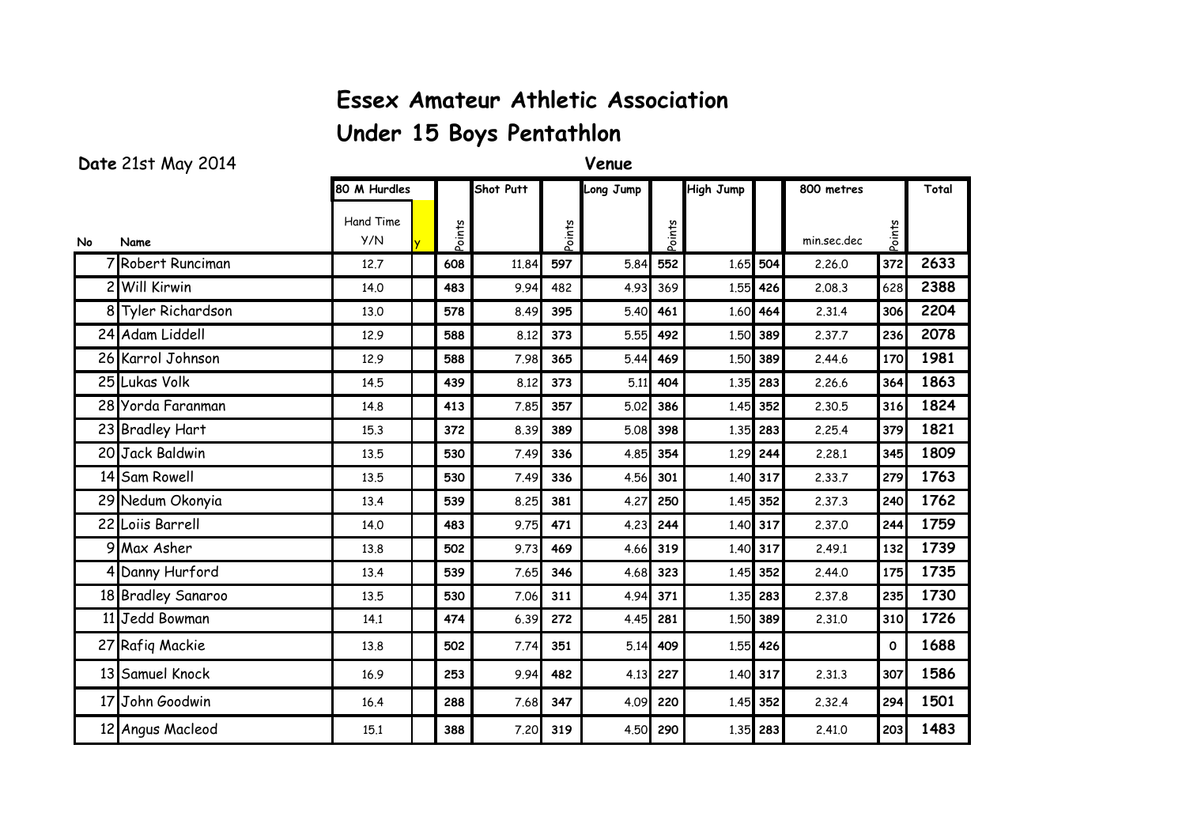# Essex Amateur Athletic Association

## Under 15 Boys Pentathlon

**Date** 21st May 2014

**Venue**

| No | Name | 80 M Hurdles Hand Time Y/N | y | Points | Shot Putt | Points | Long Jump | Points | High Jump | | 800 metres min.sec.dec | Points | Total |
|---|---|---|---|---|---|---|---|---|---|---|---|---|---|
| 7 | Robert Runciman | 12.7 | | 608 | 11.84 | 597 | 5.84 | 552 | 1.65 | 504 | 2.26.0 | 372 | 2633 |
| 2 | Will Kirwin | 14.0 | | 483 | 9.94 | 482 | 4.93 | 369 | 1.55 | 426 | 2.08.3 | 628 | 2388 |
| 8 | Tyler Richardson | 13.0 | | 578 | 8.49 | 395 | 5.40 | 461 | 1.60 | 464 | 2.31.4 | 306 | 2204 |
| 24 | Adam Liddell | 12.9 | | 588 | 8.12 | 373 | 5.55 | 492 | 1.50 | 389 | 2.37.7 | 236 | 2078 |
| 26 | Karrol Johnson | 12.9 | | 588 | 7.98 | 365 | 5.44 | 469 | 1.50 | 389 | 2.44.6 | 170 | 1981 |
| 25 | Lukas Volk | 14.5 | | 439 | 8.12 | 373 | 5.11 | 404 | 1.35 | 283 | 2.26.6 | 364 | 1863 |
| 28 | Yorda Faranman | 14.8 | | 413 | 7.85 | 357 | 5.02 | 386 | 1.45 | 352 | 2.30.5 | 316 | 1824 |
| 23 | Bradley Hart | 15.3 | | 372 | 8.39 | 389 | 5.08 | 398 | 1.35 | 283 | 2.25.4 | 379 | 1821 |
| 20 | Jack Baldwin | 13.5 | | 530 | 7.49 | 336 | 4.85 | 354 | 1.29 | 244 | 2.28.1 | 345 | 1809 |
| 14 | Sam Rowell | 13.5 | | 530 | 7.49 | 336 | 4.56 | 301 | 1.40 | 317 | 2.33.7 | 279 | 1763 |
| 29 | Nedum Okonyia | 13.4 | | 539 | 8.25 | 381 | 4.27 | 250 | 1.45 | 352 | 2.37.3 | 240 | 1762 |
| 22 | Loiis Barrell | 14.0 | | 483 | 9.75 | 471 | 4.23 | 244 | 1.40 | 317 | 2.37.0 | 244 | 1759 |
| 9 | Max Asher | 13.8 | | 502 | 9.73 | 469 | 4.66 | 319 | 1.40 | 317 | 2.49.1 | 132 | 1739 |
| 4 | Danny Hurford | 13.4 | | 539 | 7.65 | 346 | 4.68 | 323 | 1.45 | 352 | 2.44.0 | 175 | 1735 |
| 18 | Bradley Sanaroo | 13.5 | | 530 | 7.06 | 311 | 4.94 | 371 | 1.35 | 283 | 2.37.8 | 235 | 1730 |
| 11 | Jedd Bowman | 14.1 | | 474 | 6.39 | 272 | 4.45 | 281 | 1.50 | 389 | 2.31.0 | 310 | 1726 |
| 27 | Rafiq Mackie | 13.8 | | 502 | 7.74 | 351 | 5.14 | 409 | 1.55 | 426 | | 0 | 1688 |
| 13 | Samuel Knock | 16.9 | | 253 | 9.94 | 482 | 4.13 | 227 | 1.40 | 317 | 2.31.3 | 307 | 1586 |
| 17 | John Goodwin | 16.4 | | 288 | 7.68 | 347 | 4.09 | 220 | 1.45 | 352 | 2.32.4 | 294 | 1501 |
| 12 | Angus Macleod | 15.1 | | 388 | 7.20 | 319 | 4.50 | 290 | 1.35 | 283 | 2.41.0 | 203 | 1483 |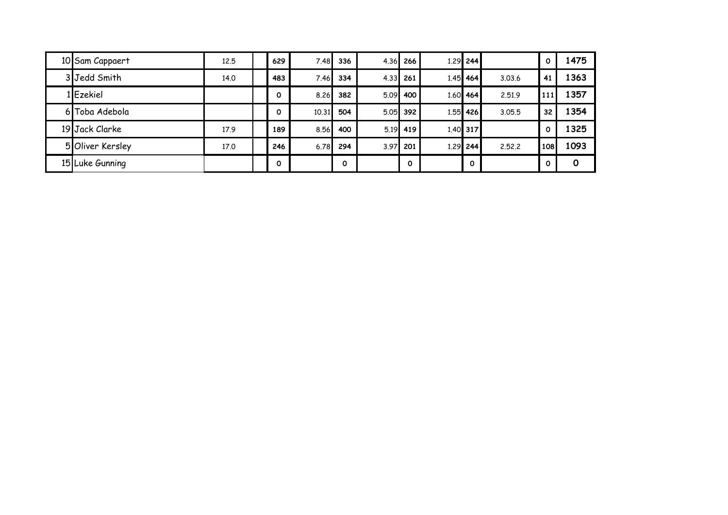| | | | | | | | | | | | | | | |
|---|---|---|---|---|---|---|---|---|---|---|---|---|---|---|
| 10 | Sam Cappaert | 12.5 | | 629 | 7.48 | 336 | 4.36 | 266 | 1.29 | 244 | | 0 | 1475 |
| 3 | Jedd Smith | 14.0 | | 483 | 7.46 | 334 | 4.33 | 261 | 1.45 | 464 | 3.03.6 | 41 | 1363 |
| 1 | Ezekiel | | | 0 | 8.26 | 382 | 5.09 | 400 | 1.60 | 464 | 2.51.9 | 111 | 1357 |
| 6 | Toba Adebola | | | 0 | 10.31 | 504 | 5.05 | 392 | 1.55 | 426 | 3.05.5 | 32 | 1354 |
| 19 | Jack Clarke | 17.9 | | 189 | 8.56 | 400 | 5.19 | 419 | 1.40 | 317 | | 0 | 1325 |
| 5 | Oliver Kersley | 17.0 | | 246 | 6.78 | 294 | 3.97 | 201 | 1.29 | 244 | 2.52.2 | 108 | 1093 |
| 15 | Luke Gunning | | | 0 | | 0 | | 0 | | 0 | | 0 | 0 |